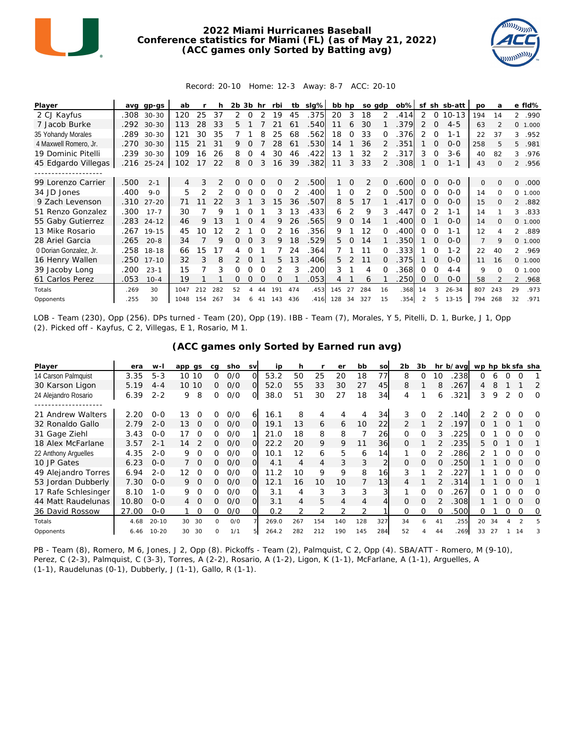# 2022 Miami Hurricanes Baseball
## Conference statistics for Miami (FL) (as of May 21, 2022)
## (ACC games only Sorted by Batting avg)

Record: 20-10 Home: 12-3 Away: 8-7 ACC: 20-10

| Player | avg | gp-gs | ab | r | h | 2b | 3b | hr | rbi | tb | slg% | bb | hp | so | gdp | ob% | sf | sh | sb-att | po | a | e | fld% |
|---|---|---|---|---|---|---|---|---|---|---|---|---|---|---|---|---|---|---|---|---|---|---|---|
| 2 CJ Kayfus | .308 | 30-30 | 120 | 25 | 37 | 2 | 0 | 2 | 19 | 45 | .375 | 20 | 3 | 18 | 2 | .414 | 2 | 0 | 10-13 | 194 | 14 | 2 | .990 |
| 7 Jacob Burke | .292 | 30-30 | 113 | 28 | 33 | 5 | 1 | 7 | 21 | 61 | .540 | 11 | 6 | 30 | 1 | .379 | 2 | 0 | 4-5 | 63 | 2 | 0 | 1.000 |
| 35 Yohandy Morales | .289 | 30-30 | 121 | 30 | 35 | 7 | 1 | 8 | 25 | 68 | .562 | 18 | 0 | 33 | 0 | .376 | 2 | 0 | 1-1 | 22 | 37 | 3 | .952 |
| 4 Maxwell Romero, Jr. | .270 | 30-30 | 115 | 21 | 31 | 9 | 0 | 7 | 28 | 61 | .530 | 14 | 1 | 36 | 2 | .351 | 1 | 0 | 0-0 | 258 | 5 | 5 | .981 |
| 19 Dominic Pitelli | .239 | 30-30 | 109 | 16 | 26 | 8 | 0 | 4 | 30 | 46 | .422 | 13 | 1 | 32 | 2 | .317 | 3 | 0 | 3-6 | 40 | 82 | 3 | .976 |
| 45 Edgardo Villegas | .216 | 25-24 | 102 | 17 | 22 | 8 | 0 | 3 | 16 | 39 | .382 | 11 | 3 | 33 | 2 | .308 | 1 | 0 | 1-1 | 43 | 0 | 2 | .956 |
| 99 Lorenzo Carrier | .500 | 2-1 | 4 | 3 | 2 | 0 | 0 | 0 | 0 | 2 | .500 | 1 | 0 | 2 | 0 | .600 | 0 | 0 | 0-0 | 0 | 0 | 0 | .000 |
| 34 JD Jones | .400 | 9-0 | 5 | 2 | 2 | 0 | 0 | 0 | 0 | 2 | .400 | 1 | 0 | 2 | 0 | .500 | 0 | 0 | 0-0 | 14 | 0 | 0 | 1.000 |
| 9 Zach Levenson | .310 | 27-20 | 71 | 11 | 22 | 3 | 1 | 3 | 15 | 36 | .507 | 8 | 5 | 17 | 1 | .417 | 0 | 0 | 0-0 | 15 | 0 | 2 | .882 |
| 51 Renzo Gonzalez | .300 | 17-7 | 30 | 7 | 9 | 1 | 0 | 1 | 3 | 13 | .433 | 6 | 2 | 9 | 3 | .447 | 0 | 2 | 1-1 | 14 | 1 | 3 | .833 |
| 55 Gaby Gutierrez | .283 | 24-12 | 46 | 9 | 13 | 1 | 0 | 4 | 9 | 26 | .565 | 9 | 0 | 14 | 1 | .400 | 0 | 1 | 0-0 | 14 | 0 | 0 | 1.000 |
| 13 Mike Rosario | .267 | 19-15 | 45 | 10 | 12 | 2 | 1 | 0 | 2 | 16 | .356 | 9 | 1 | 12 | 0 | .400 | 0 | 0 | 1-1 | 12 | 4 | 2 | .889 |
| 28 Ariel Garcia | .265 | 20-8 | 34 | 7 | 9 | 0 | 0 | 3 | 9 | 18 | .529 | 5 | 0 | 14 | 1 | .350 | 1 | 0 | 0-0 | 7 | 9 | 0 | 1.000 |
| 0 Dorian Gonzalez, Jr. | .258 | 18-18 | 66 | 15 | 17 | 4 | 0 | 1 | 7 | 24 | .364 | 7 | 1 | 11 | 0 | .333 | 1 | 0 | 1-2 | 22 | 40 | 2 | .969 |
| 16 Henry Wallen | .250 | 17-10 | 32 | 3 | 8 | 2 | 0 | 1 | 5 | 13 | .406 | 5 | 2 | 11 | 0 | .375 | 1 | 0 | 0-0 | 11 | 16 | 0 | 1.000 |
| 39 Jacoby Long | .200 | 23-1 | 15 | 7 | 3 | 0 | 0 | 0 | 2 | 3 | .200 | 3 | 1 | 4 | 0 | .368 | 0 | 0 | 4-4 | 9 | 0 | 0 | 1.000 |
| 61 Carlos Perez | .053 | 10-4 | 19 | 1 | 1 | 0 | 0 | 0 | 0 | 1 | .053 | 4 | 1 | 6 | 1 | .250 | 0 | 0 | 0-0 | 58 | 2 | 2 | .968 |
| Totals | .269 | 30 | 1047 | 212 | 282 | 52 | 4 | 44 | 191 | 474 | .453 | 145 | 27 | 284 | 16 | .368 | 14 | 3 | 26-34 | 807 | 243 | 29 | .973 |
| Opponents | .255 | 30 | 1048 | 154 | 267 | 34 | 6 | 41 | 143 | 436 | .416 | 128 | 34 | 327 | 15 | .354 | 2 | 5 | 13-15 | 794 | 268 | 32 | .971 |

LOB - Team (230), Opp (256). DPs turned - Team (20), Opp (19). IBB - Team (7), Morales, Y 5, Pitelli, D. 1, Burke, J 1, Opp (2). Picked off - Kayfus, C 2, Villegas, E 1, Rosario, M 1.

## (ACC games only Sorted by Earned run avg)

| Player | era | w-l | app | gs | cg | sho | sv | ip | h | r | er | bb | so | 2b | 3b | hr | b/avg | wp | hp | bk | sfa | sha |
|---|---|---|---|---|---|---|---|---|---|---|---|---|---|---|---|---|---|---|---|---|---|---|
| 14 Carson Palmquist | 3.35 | 5-3 | 10 | 10 | 0 | 0/0 | 0 | 53.2 | 50 | 25 | 20 | 18 | 77 | 8 | 0 | 10 | .238 | 0 | 6 | 0 | 0 | 1 |
| 30 Karson Ligon | 5.19 | 4-4 | 10 | 10 | 0 | 0/0 | 0 | 52.0 | 55 | 33 | 30 | 27 | 45 | 8 | 1 | 8 | .267 | 4 | 8 | 1 | 1 | 2 |
| 24 Alejandro Rosario | 6.39 | 2-2 | 9 | 8 | 0 | 0/0 | 0 | 38.0 | 51 | 30 | 27 | 18 | 34 | 4 | 1 | 6 | .321 | 3 | 9 | 2 | 0 | 0 |
| 21 Andrew Walters | 2.20 | 0-0 | 13 | 0 | 0 | 0/0 | 6 | 16.1 | 8 | 4 | 4 | 4 | 34 | 3 | 0 | 2 | .140 | 2 | 2 | 0 | 0 | 0 |
| 32 Ronaldo Gallo | 2.79 | 2-0 | 13 | 0 | 0 | 0/0 | 0 | 19.1 | 13 | 6 | 6 | 10 | 22 | 2 | 1 | 2 | .197 | 0 | 1 | 0 | 1 | 0 |
| 31 Gage Ziehl | 3.43 | 0-0 | 17 | 0 | 0 | 0/0 | 1 | 21.0 | 18 | 8 | 8 | 7 | 26 | 0 | 0 | 3 | .225 | 0 | 1 | 0 | 0 | 0 |
| 18 Alex McFarlane | 3.57 | 2-1 | 14 | 2 | 0 | 0/0 | 0 | 22.2 | 20 | 9 | 9 | 11 | 36 | 0 | 1 | 2 | .235 | 5 | 0 | 1 | 0 | 1 |
| 22 Anthony Arguelles | 4.35 | 2-0 | 9 | 0 | 0 | 0/0 | 0 | 10.1 | 12 | 6 | 5 | 6 | 14 | 1 | 0 | 2 | .286 | 2 | 1 | 0 | 0 | 0 |
| 10 JP Gates | 6.23 | 0-0 | 7 | 0 | 0 | 0/0 | 0 | 4.1 | 4 | 4 | 3 | 3 | 2 | 0 | 0 | 0 | .250 | 1 | 1 | 0 | 0 | 0 |
| 49 Alejandro Torres | 6.94 | 2-0 | 12 | 0 | 0 | 0/0 | 0 | 11.2 | 10 | 9 | 9 | 8 | 16 | 3 | 1 | 2 | .227 | 1 | 1 | 0 | 0 | 0 |
| 53 Jordan Dubberly | 7.30 | 0-0 | 9 | 0 | 0 | 0/0 | 0 | 12.1 | 16 | 10 | 10 | 7 | 13 | 4 | 1 | 2 | .314 | 1 | 1 | 0 | 0 | 1 |
| 17 Rafe Schlesinger | 8.10 | 1-0 | 9 | 0 | 0 | 0/0 | 0 | 3.1 | 4 | 3 | 3 | 3 | 3 | 1 | 0 | 0 | .267 | 0 | 1 | 0 | 0 | 0 |
| 44 Matt Raudelunas | 10.80 | 0-0 | 4 | 0 | 0 | 0/0 | 0 | 3.1 | 4 | 5 | 4 | 4 | 4 | 0 | 0 | 2 | .308 | 1 | 1 | 0 | 0 | 0 |
| 36 David Rossow | 27.00 | 0-0 | 1 | 0 | 0 | 0/0 | 0 | 0.2 | 2 | 2 | 2 | 2 | 1 | 0 | 0 | 0 | .500 | 0 | 1 | 0 | 0 | 0 |
| Totals | 4.68 | 20-10 | 30 | 30 | 0 | 0/0 | 7 | 269.0 | 267 | 154 | 140 | 128 | 327 | 34 | 6 | 41 | .255 | 20 | 34 | 4 | 2 | 5 |
| Opponents | 6.46 | 10-20 | 30 | 30 | 0 | 1/1 | 5 | 264.2 | 282 | 212 | 190 | 145 | 284 | 52 | 4 | 44 | .269 | 33 | 27 | 1 | 14 | 3 |

PB - Team (8), Romero, M 6, Jones, J 2, Opp (8). Pickoffs - Team (2), Palmquist, C 2, Opp (4). SBA/ATT - Romero, M (9-10), Perez, C (2-3), Palmquist, C (3-3), Torres, A (2-2), Rosario, A (1-2), Ligon, K (1-1), McFarlane, A (1-1), Arguelles, A (1-1), Raudelunas (0-1), Dubberly, J (1-1), Gallo, R (1-1).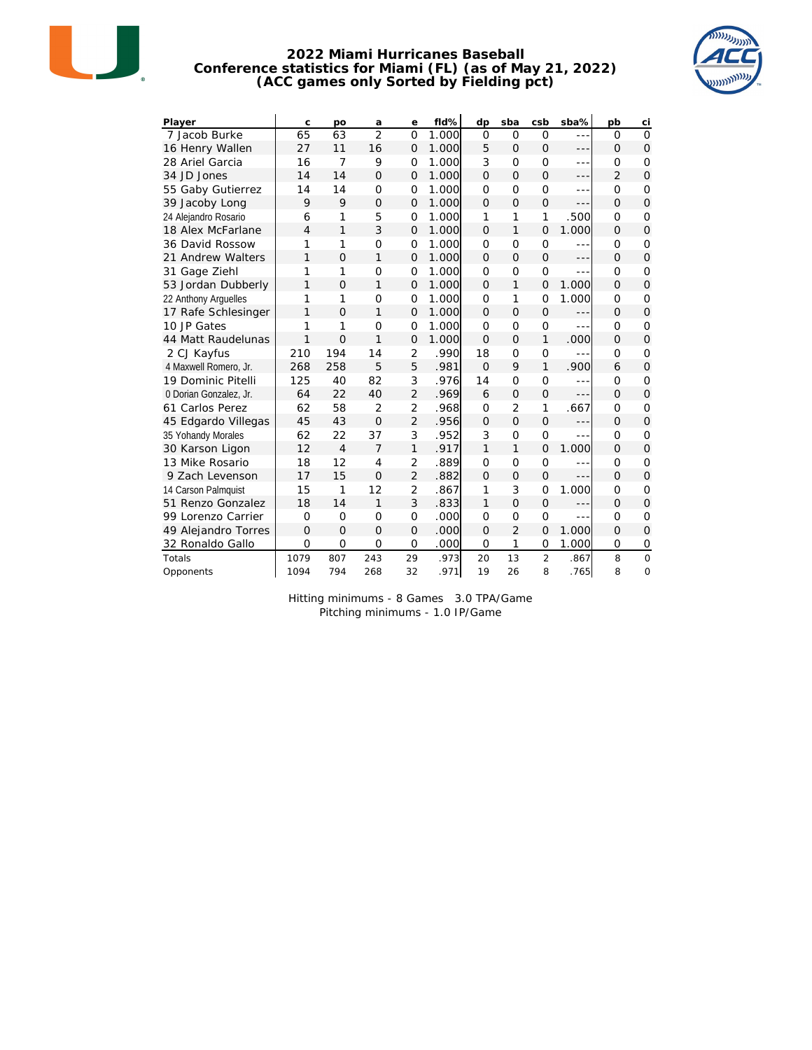# 2022 Miami Hurricanes Baseball
## Conference statistics for Miami (FL) (as of May 21, 2022)
## (ACC games only Sorted by Fielding pct)

| Player | c | po | a | e | fld% | dp | sba | csb | sba% | pb | ci |
|---|---|---|---|---|---|---|---|---|---|---|---|
| 7 Jacob Burke | 65 | 63 | 2 | 0 | 1.000 | 0 | 0 | 0 | --- | 0 | 0 |
| 16 Henry Wallen | 27 | 11 | 16 | 0 | 1.000 | 5 | 0 | 0 | --- | 0 | 0 |
| 28 Ariel Garcia | 16 | 7 | 9 | 0 | 1.000 | 3 | 0 | 0 | --- | 0 | 0 |
| 34 JD Jones | 14 | 14 | 0 | 0 | 1.000 | 0 | 0 | 0 | --- | 2 | 0 |
| 55 Gaby Gutierrez | 14 | 14 | 0 | 0 | 1.000 | 0 | 0 | 0 | --- | 0 | 0 |
| 39 Jacoby Long | 9 | 9 | 0 | 0 | 1.000 | 0 | 0 | 0 | --- | 0 | 0 |
| 24 Alejandro Rosario | 6 | 1 | 5 | 0 | 1.000 | 1 | 1 | 1 | .500 | 0 | 0 |
| 18 Alex McFarlane | 4 | 1 | 3 | 0 | 1.000 | 0 | 1 | 0 | 1.000 | 0 | 0 |
| 36 David Rossow | 1 | 1 | 0 | 0 | 1.000 | 0 | 0 | 0 | --- | 0 | 0 |
| 21 Andrew Walters | 1 | 0 | 1 | 0 | 1.000 | 0 | 0 | 0 | --- | 0 | 0 |
| 31 Gage Ziehl | 1 | 1 | 0 | 0 | 1.000 | 0 | 0 | 0 | --- | 0 | 0 |
| 53 Jordan Dubberly | 1 | 0 | 1 | 0 | 1.000 | 0 | 1 | 0 | 1.000 | 0 | 0 |
| 22 Anthony Arguelles | 1 | 1 | 0 | 0 | 1.000 | 0 | 1 | 0 | 1.000 | 0 | 0 |
| 17 Rafe Schlesinger | 1 | 0 | 1 | 0 | 1.000 | 0 | 0 | 0 | --- | 0 | 0 |
| 10 JP Gates | 1 | 1 | 0 | 0 | 1.000 | 0 | 0 | 0 | --- | 0 | 0 |
| 44 Matt Raudelunas | 1 | 0 | 1 | 0 | 1.000 | 0 | 0 | 1 | .000 | 0 | 0 |
| 2 CJ Kayfus | 210 | 194 | 14 | 2 | .990 | 18 | 0 | 0 | --- | 0 | 0 |
| 4 Maxwell Romero, Jr. | 268 | 258 | 5 | 5 | .981 | 0 | 9 | 1 | .900 | 6 | 0 |
| 19 Dominic Pitelli | 125 | 40 | 82 | 3 | .976 | 14 | 0 | 0 | --- | 0 | 0 |
| 0 Dorian Gonzalez, Jr. | 64 | 22 | 40 | 2 | .969 | 6 | 0 | 0 | --- | 0 | 0 |
| 61 Carlos Perez | 62 | 58 | 2 | 2 | .968 | 0 | 2 | 1 | .667 | 0 | 0 |
| 45 Edgardo Villegas | 45 | 43 | 0 | 2 | .956 | 0 | 0 | 0 | --- | 0 | 0 |
| 35 Yohandy Morales | 62 | 22 | 37 | 3 | .952 | 3 | 0 | 0 | --- | 0 | 0 |
| 30 Karson Ligon | 12 | 4 | 7 | 1 | .917 | 1 | 1 | 0 | 1.000 | 0 | 0 |
| 13 Mike Rosario | 18 | 12 | 4 | 2 | .889 | 0 | 0 | 0 | --- | 0 | 0 |
| 9 Zach Levenson | 17 | 15 | 0 | 2 | .882 | 0 | 0 | 0 | --- | 0 | 0 |
| 14 Carson Palmquist | 15 | 1 | 12 | 2 | .867 | 1 | 3 | 0 | 1.000 | 0 | 0 |
| 51 Renzo Gonzalez | 18 | 14 | 1 | 3 | .833 | 1 | 0 | 0 | --- | 0 | 0 |
| 99 Lorenzo Carrier | 0 | 0 | 0 | 0 | .000 | 0 | 0 | 0 | --- | 0 | 0 |
| 49 Alejandro Torres | 0 | 0 | 0 | 0 | .000 | 0 | 2 | 0 | 1.000 | 0 | 0 |
| 32 Ronaldo Gallo | 0 | 0 | 0 | 0 | .000 | 0 | 1 | 0 | 1.000 | 0 | 0 |
| Totals | 1079 | 807 | 243 | 29 | .973 | 20 | 13 | 2 | .867 | 8 | 0 |
| Opponents | 1094 | 794 | 268 | 32 | .971 | 19 | 26 | 8 | .765 | 8 | 0 |

Hitting minimums - 8 Games 3.0 TPA/Game
Pitching minimums - 1.0 IP/Game